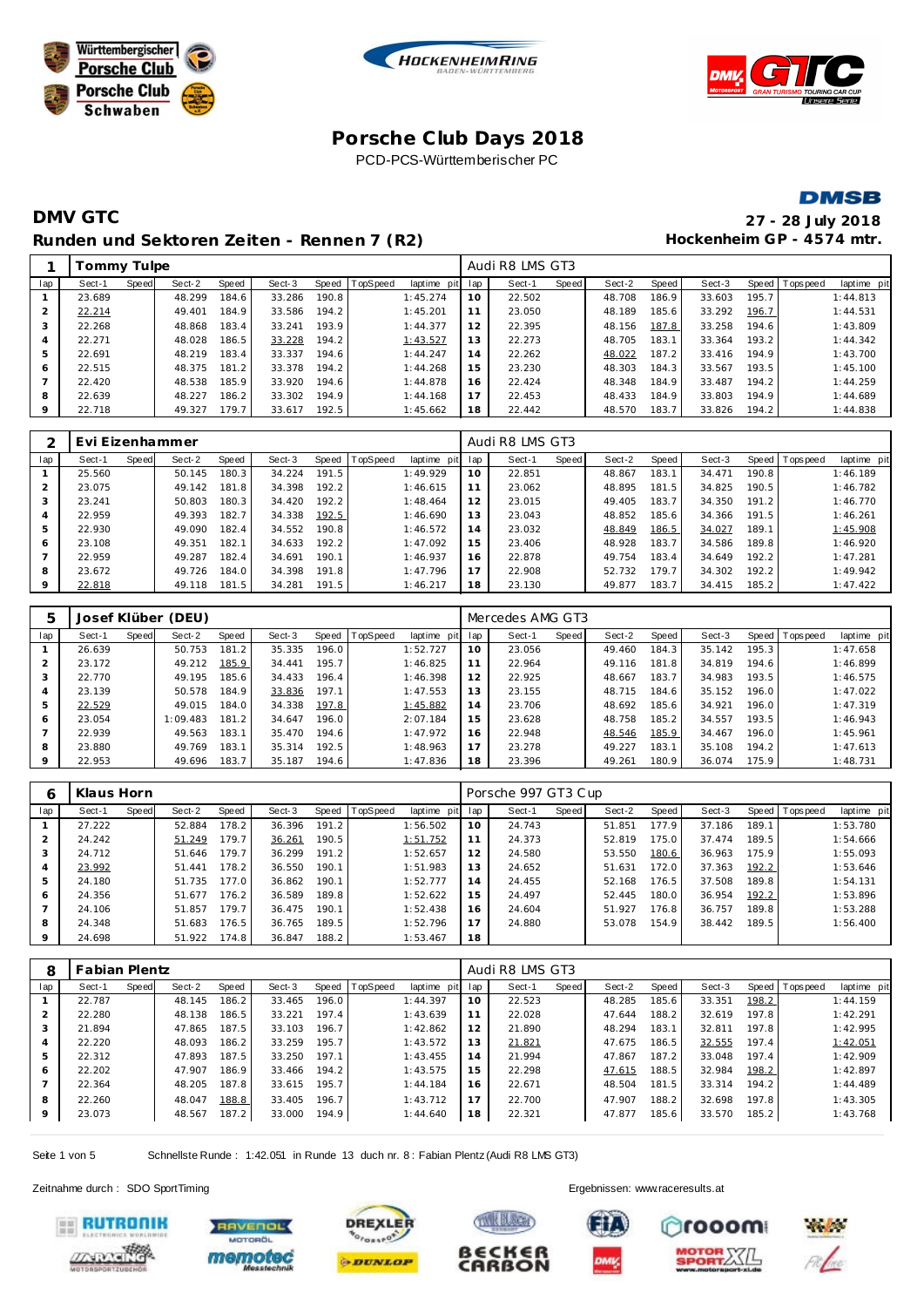# Porsche Club Days 2018

PCD-PCS-Württemberischer PC

## DMV GTC

**27 - 28 July 2018**

### Runden und Sektoren Zeiten - Rennen 7 (R2)

**Hockenheim GP - 4574 mtr.**

| 1 | Tommy Tulpe | | | | | | | | Audi R8 LMS GT3 | | | | | | | | |
|---|---|---|---|---|---|---|---|---|---|---|---|---|---|---|---|---|---|
| lap | Sect-1 | Speed | Sect-2 | Speed | Sect-3 | Speed | TopSpeed | laptime pit | lap | Sect-1 | Speed | Sect-2 | Speed | Sect-3 | Speed | Topspeed | laptime pit |
| 1 | 23.689 | | 48.299 | 184.6 | 33.286 | 190.8 | | 1:45.274 | 10 | 22.502 | | 48.708 | 186.9 | 33.603 | 195.7 | | 1:44.813 |
| 2 | 22.214 | | 49.401 | 184.9 | 33.586 | 194.2 | | 1:45.201 | 11 | 23.050 | | 48.189 | 185.6 | 33.292 | 196.7 | | 1:44.531 |
| 3 | 22.268 | | 48.868 | 183.4 | 33.241 | 193.9 | | 1:44.377 | 12 | 22.395 | | 48.156 | 187.8 | 33.258 | 194.6 | | 1:43.809 |
| 4 | 22.271 | | 48.028 | 186.5 | 33.228 | 194.2 | | 1:43.527 | 13 | 22.273 | | 48.705 | 183.1 | 33.364 | 193.2 | | 1:44.342 |
| 5 | 22.691 | | 48.219 | 183.4 | 33.337 | 194.6 | | 1:44.247 | 14 | 22.262 | | 48.022 | 187.2 | 33.416 | 194.9 | | 1:43.700 |
| 6 | 22.515 | | 48.375 | 181.2 | 33.378 | 194.2 | | 1:44.268 | 15 | 23.230 | | 48.303 | 184.3 | 33.567 | 193.5 | | 1:45.100 |
| 7 | 22.420 | | 48.538 | 185.9 | 33.920 | 194.6 | | 1:44.878 | 16 | 22.424 | | 48.348 | 184.9 | 33.487 | 194.2 | | 1:44.259 |
| 8 | 22.639 | | 48.227 | 186.2 | 33.302 | 194.9 | | 1:44.168 | 17 | 22.453 | | 48.433 | 184.9 | 33.803 | 194.9 | | 1:44.689 |
| 9 | 22.718 | | 49.327 | 179.7 | 33.617 | 192.5 | | 1:45.662 | 18 | 22.442 | | 48.570 | 183.7 | 33.826 | 194.2 | | 1:44.838 |

| 2 | Evi Eizenhammer | | | | | | | | Audi R8 LMS GT3 | | | | | | | | |
|---|---|---|---|---|---|---|---|---|---|---|---|---|---|---|---|---|---|
| lap | Sect-1 | Speed | Sect-2 | Speed | Sect-3 | Speed | TopSpeed | laptime pit | lap | Sect-1 | Speed | Sect-2 | Speed | Sect-3 | Speed | Topspeed | laptime pit |
| 1 | 25.560 | | 50.145 | 180.3 | 34.224 | 191.5 | | 1:49.929 | 10 | 22.851 | | 48.867 | 183.1 | 34.471 | 190.8 | | 1:46.189 |
| 2 | 23.075 | | 49.142 | 181.8 | 34.398 | 192.2 | | 1:46.615 | 11 | 23.062 | | 48.895 | 181.5 | 34.825 | 190.5 | | 1:46.782 |
| 3 | 23.241 | | 50.803 | 180.3 | 34.420 | 192.2 | | 1:48.464 | 12 | 23.015 | | 49.405 | 183.7 | 34.350 | 191.2 | | 1:46.770 |
| 4 | 22.959 | | 49.393 | 182.7 | 34.338 | 192.5 | | 1:46.690 | 13 | 23.043 | | 48.852 | 185.6 | 34.366 | 191.5 | | 1:46.261 |
| 5 | 22.930 | | 49.090 | 182.4 | 34.552 | 190.8 | | 1:46.572 | 14 | 23.032 | | 48.849 | 186.5 | 34.027 | 189.1 | | 1:45.908 |
| 6 | 23.108 | | 49.351 | 182.1 | 34.633 | 192.2 | | 1:47.092 | 15 | 23.406 | | 48.928 | 183.7 | 34.586 | 189.8 | | 1:46.920 |
| 7 | 22.959 | | 49.287 | 182.4 | 34.691 | 190.1 | | 1:46.937 | 16 | 22.878 | | 49.754 | 183.4 | 34.649 | 192.2 | | 1:47.281 |
| 8 | 23.672 | | 49.726 | 184.0 | 34.398 | 191.8 | | 1:47.796 | 17 | 22.908 | | 52.732 | 179.7 | 34.302 | 192.2 | | 1:49.942 |
| 9 | 22.818 | | 49.118 | 181.5 | 34.281 | 191.5 | | 1:46.217 | 18 | 23.130 | | 49.877 | 183.7 | 34.415 | 185.2 | | 1:47.422 |

| 5 | Josef Klüber (DEU) | | | | | | | | Mercedes AMG GT3 | | | | | | | | |
|---|---|---|---|---|---|---|---|---|---|---|---|---|---|---|---|---|---|
| lap | Sect-1 | Speed | Sect-2 | Speed | Sect-3 | Speed | TopSpeed | laptime pit | lap | Sect-1 | Speed | Sect-2 | Speed | Sect-3 | Speed | Topspeed | laptime pit |
| 1 | 26.639 | | 50.753 | 181.2 | 35.335 | 196.0 | | 1:52.727 | 10 | 23.056 | | 49.460 | 184.3 | 35.142 | 195.3 | | 1:47.658 |
| 2 | 23.172 | | 49.212 | 185.9 | 34.441 | 195.7 | | 1:46.825 | 11 | 22.964 | | 49.116 | 181.8 | 34.819 | 194.6 | | 1:46.899 |
| 3 | 22.770 | | 49.195 | 185.6 | 34.433 | 196.4 | | 1:46.398 | 12 | 22.925 | | 48.667 | 183.7 | 34.983 | 193.5 | | 1:46.575 |
| 4 | 23.139 | | 50.578 | 184.9 | 33.836 | 197.1 | | 1:47.553 | 13 | 23.155 | | 48.715 | 184.6 | 35.152 | 196.0 | | 1:47.022 |
| 5 | 22.529 | | 49.015 | 184.0 | 34.338 | 197.8 | | 1:45.882 | 14 | 23.706 | | 48.692 | 185.6 | 34.921 | 196.0 | | 1:47.319 |
| 6 | 23.054 | | 1:09.483 | 181.2 | 34.647 | 196.0 | | 2:07.184 | 15 | 23.628 | | 48.758 | 185.2 | 34.557 | 193.5 | | 1:46.943 |
| 7 | 22.939 | | 49.563 | 183.1 | 35.470 | 194.6 | | 1:47.972 | 16 | 22.948 | | 48.546 | 185.9 | 34.467 | 196.0 | | 1:45.961 |
| 8 | 23.880 | | 49.769 | 183.1 | 35.314 | 192.5 | | 1:48.963 | 17 | 23.278 | | 49.227 | 183.1 | 35.108 | 194.2 | | 1:47.613 |
| 9 | 22.953 | | 49.696 | 183.7 | 35.187 | 194.6 | | 1:47.836 | 18 | 23.396 | | 49.261 | 180.9 | 36.074 | 175.9 | | 1:48.731 |

| 6 | Klaus Horn | | | | | | | | Porsche 997 GT3 Cup | | | | | | | | |
|---|---|---|---|---|---|---|---|---|---|---|---|---|---|---|---|---|---|
| lap | Sect-1 | Speed | Sect-2 | Speed | Sect-3 | Speed | TopSpeed | laptime pit | lap | Sect-1 | Speed | Sect-2 | Speed | Sect-3 | Speed | Topspeed | laptime pit |
| 1 | 27.222 | | 52.884 | 178.2 | 36.396 | 191.2 | | 1:56.502 | 10 | 24.743 | | 51.851 | 177.9 | 37.186 | 189.1 | | 1:53.780 |
| 2 | 24.242 | | 51.249 | 179.7 | 36.261 | 190.5 | | 1:51.752 | 11 | 24.373 | | 52.819 | 175.0 | 37.474 | 189.5 | | 1:54.666 |
| 3 | 24.712 | | 51.646 | 179.7 | 36.299 | 191.2 | | 1:52.657 | 12 | 24.580 | | 53.550 | 180.6 | 36.963 | 175.9 | | 1:55.093 |
| 4 | 23.992 | | 51.441 | 178.2 | 36.550 | 190.1 | | 1:51.983 | 13 | 24.652 | | 51.631 | 172.0 | 37.363 | 192.2 | | 1:53.646 |
| 5 | 24.180 | | 51.735 | 177.0 | 36.862 | 190.1 | | 1:52.777 | 14 | 24.455 | | 52.168 | 176.5 | 37.508 | 189.8 | | 1:54.131 |
| 6 | 24.356 | | 51.677 | 176.2 | 36.589 | 189.8 | | 1:52.622 | 15 | 24.497 | | 52.445 | 180.0 | 36.954 | 192.2 | | 1:53.896 |
| 7 | 24.106 | | 51.857 | 179.7 | 36.475 | 190.1 | | 1:52.438 | 16 | 24.604 | | 51.927 | 176.8 | 36.757 | 189.8 | | 1:53.288 |
| 8 | 24.348 | | 51.683 | 176.5 | 36.765 | 189.5 | | 1:52.796 | 17 | 24.880 | | 53.078 | 154.9 | 38.442 | 189.5 | | 1:56.400 |
| 9 | 24.698 | | 51.922 | 174.8 | 36.847 | 188.2 | | 1:53.467 | 18 | | | | | | | | |

| 8 | Fabian Plentz | | | | | | | | Audi R8 LMS GT3 | | | | | | | | |
|---|---|---|---|---|---|---|---|---|---|---|---|---|---|---|---|---|---|
| lap | Sect-1 | Speed | Sect-2 | Speed | Sect-3 | Speed | TopSpeed | laptime pit | lap | Sect-1 | Speed | Sect-2 | Speed | Sect-3 | Speed | Topspeed | laptime pit |
| 1 | 22.787 | | 48.145 | 186.2 | 33.465 | 196.0 | | 1:44.397 | 10 | 22.523 | | 48.285 | 185.6 | 33.351 | 198.2 | | 1:44.159 |
| 2 | 22.280 | | 48.138 | 186.5 | 33.221 | 197.4 | | 1:43.639 | 11 | 22.028 | | 47.644 | 188.2 | 32.619 | 197.8 | | 1:42.291 |
| 3 | 21.894 | | 47.865 | 187.5 | 33.103 | 196.7 | | 1:42.862 | 12 | 21.890 | | 48.294 | 183.1 | 32.811 | 197.8 | | 1:42.995 |
| 4 | 22.220 | | 48.093 | 186.2 | 33.259 | 195.7 | | 1:43.572 | 13 | 21.821 | | 47.675 | 186.5 | 32.555 | 197.4 | | 1:42.051 |
| 5 | 22.312 | | 47.893 | 187.5 | 33.250 | 197.1 | | 1:43.455 | 14 | 21.994 | | 47.867 | 187.2 | 33.048 | 197.4 | | 1:42.909 |
| 6 | 22.202 | | 47.907 | 186.9 | 33.466 | 194.2 | | 1:43.575 | 15 | 22.298 | | 47.615 | 188.5 | 32.984 | 198.2 | | 1:42.897 |
| 7 | 22.364 | | 48.205 | 187.8 | 33.615 | 195.7 | | 1:44.184 | 16 | 22.671 | | 48.504 | 181.5 | 33.314 | 194.2 | | 1:44.489 |
| 8 | 22.260 | | 48.047 | 188.8 | 33.405 | 196.7 | | 1:43.712 | 17 | 22.700 | | 47.907 | 188.2 | 32.698 | 197.8 | | 1:43.305 |
| 9 | 23.073 | | 48.567 | 187.2 | 33.000 | 194.9 | | 1:44.640 | 18 | 22.321 | | 47.877 | 185.6 | 33.570 | 185.2 | | 1:43.768 |

Schnellste Runde : 1:42.051 in Runde 13 duch nr. 8 : Fabian Plentz (Audi R8 LMS GT3)

Zeitnahme durch : SDO SportTiming

Ergebnissen: www.raceresults.at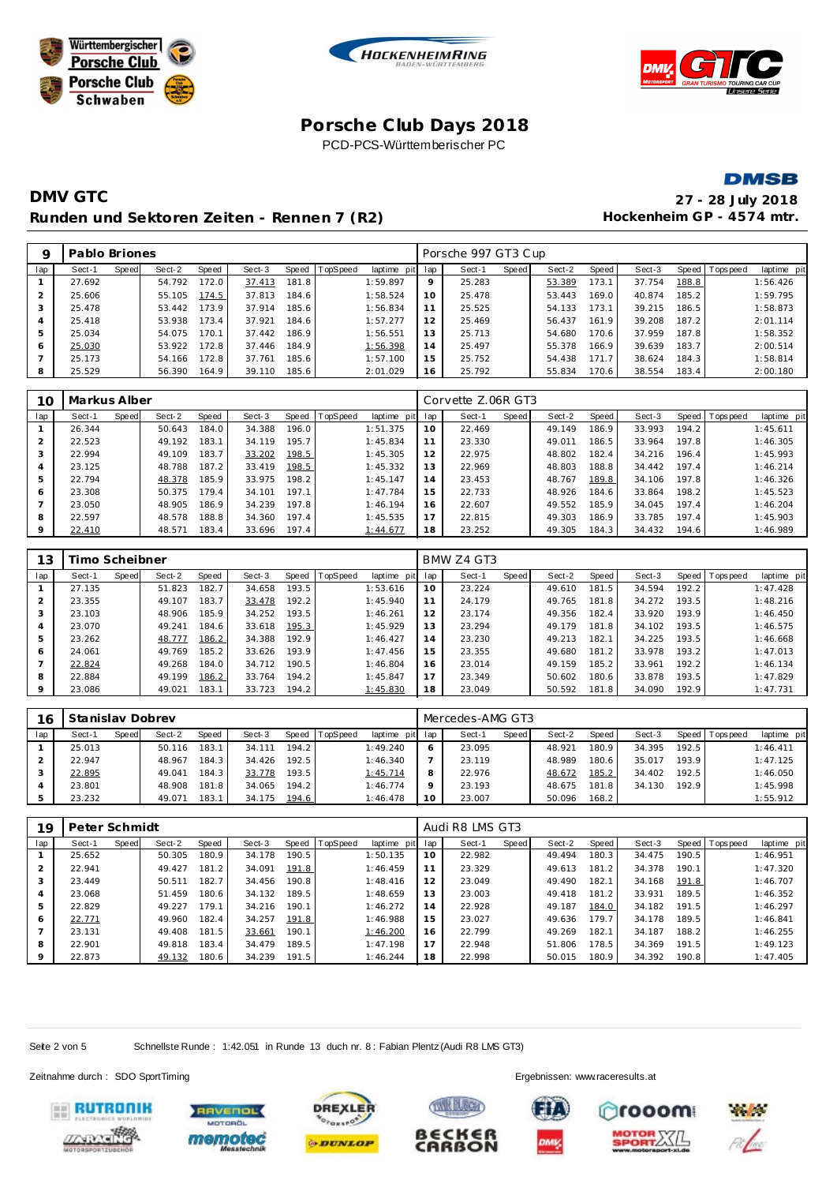# Porsche Club Days 2018

PCD-PCS-Württemberischer PC

## DMV GTC

**Runden und Sektoren Zeiten - Rennen 7 (R2)**

**27 - 28 July 2018**
**Hockenheim GP - 4574 mtr.**

| 9 | Pablo Briones | | | | | | | | | Porsche 997 GT3 Cup | | | | | | | | |
|---|---|---|---|---|---|---|---|---|---|---|---|---|---|---|---|---|---|---|
| lap | Sect-1 | Speed | Sect-2 | Speed | Sect-3 | Speed | TopSpeed | laptime pit | lap | Sect-1 | Speed | Sect-2 | Speed | Sect-3 | Speed | Topspeed | laptime pit |
| 1 | 27.692 | | 54.792 | 172.0 | 37.413 | 181.8 | | 1:59.897 | 9 | 25.283 | | 53.389 | 173.1 | 37.754 | 188.8 | | 1:56.426 |
| 2 | 25.606 | | 55.105 | 174.5 | 37.813 | 184.6 | | 1:58.524 | 10 | 25.478 | | 53.443 | 169.0 | 40.874 | 185.2 | | 1:59.795 |
| 3 | 25.478 | | 53.442 | 173.9 | 37.914 | 185.6 | | 1:56.834 | 11 | 25.525 | | 54.133 | 173.1 | 39.215 | 186.5 | | 1:58.873 |
| 4 | 25.418 | | 53.938 | 173.4 | 37.921 | 184.6 | | 1:57.277 | 12 | 25.469 | | 56.437 | 161.9 | 39.208 | 187.2 | | 2:01.114 |
| 5 | 25.034 | | 54.075 | 170.1 | 37.442 | 186.9 | | 1:56.551 | 13 | 25.713 | | 54.680 | 170.6 | 37.959 | 187.8 | | 1:58.352 |
| 6 | 25.030 | | 53.922 | 172.8 | 37.446 | 184.9 | | 1:56.398 | 14 | 25.497 | | 55.378 | 166.9 | 39.639 | 183.7 | | 2:00.514 |
| 7 | 25.173 | | 54.166 | 172.8 | 37.761 | 185.6 | | 1:57.100 | 15 | 25.752 | | 54.438 | 171.7 | 38.624 | 184.3 | | 1:58.814 |
| 8 | 25.529 | | 56.390 | 164.9 | 39.110 | 185.6 | | 2:01.029 | 16 | 25.792 | | 55.834 | 170.6 | 38.554 | 183.4 | | 2:00.180 |

| 10 | Markus Alber | | | | | | | | | Corvette Z.06R GT3 | | | | | | | | |
|---|---|---|---|---|---|---|---|---|---|---|---|---|---|---|---|---|---|---|
| lap | Sect-1 | Speed | Sect-2 | Speed | Sect-3 | Speed | TopSpeed | laptime pit | lap | Sect-1 | Speed | Sect-2 | Speed | Sect-3 | Speed | Topspeed | laptime pit |
| 1 | 26.344 | | 50.643 | 184.0 | 34.388 | 196.0 | | 1:51.375 | 10 | 22.469 | | 49.149 | 186.9 | 33.993 | 194.2 | | 1:45.611 |
| 2 | 22.523 | | 49.192 | 183.1 | 34.119 | 195.7 | | 1:45.834 | 11 | 23.330 | | 49.011 | 186.5 | 33.964 | 197.8 | | 1:46.305 |
| 3 | 22.994 | | 49.109 | 183.7 | 33.202 | 198.5 | | 1:45.305 | 12 | 22.975 | | 48.802 | 182.4 | 34.216 | 196.4 | | 1:45.993 |
| 4 | 23.125 | | 48.788 | 187.2 | 33.419 | 198.5 | | 1:45.332 | 13 | 22.969 | | 48.803 | 188.8 | 34.442 | 197.4 | | 1:46.214 |
| 5 | 22.794 | | 48.378 | 185.9 | 33.975 | 198.2 | | 1:45.147 | 14 | 23.453 | | 48.767 | 189.8 | 34.106 | 197.8 | | 1:46.326 |
| 6 | 23.308 | | 50.375 | 179.4 | 34.101 | 197.1 | | 1:47.784 | 15 | 22.733 | | 48.926 | 184.6 | 33.864 | 198.2 | | 1:45.523 |
| 7 | 23.050 | | 48.905 | 186.9 | 34.239 | 197.8 | | 1:46.194 | 16 | 22.607 | | 49.552 | 185.9 | 34.045 | 197.4 | | 1:46.204 |
| 8 | 22.597 | | 48.578 | 188.8 | 34.360 | 197.4 | | 1:45.535 | 17 | 22.815 | | 49.303 | 186.9 | 33.785 | 197.4 | | 1:45.903 |
| 9 | 22.410 | | 48.571 | 183.4 | 33.696 | 197.4 | | 1:44.677 | 18 | 23.252 | | 49.305 | 184.3 | 34.432 | 194.6 | | 1:46.989 |

| 13 | Timo Scheibner | | | | | | | | | BMW Z4 GT3 | | | | | | | | |
|---|---|---|---|---|---|---|---|---|---|---|---|---|---|---|---|---|---|---|
| lap | Sect-1 | Speed | Sect-2 | Speed | Sect-3 | Speed | TopSpeed | laptime pit | lap | Sect-1 | Speed | Sect-2 | Speed | Sect-3 | Speed | Topspeed | laptime pit |
| 1 | 27.135 | | 51.823 | 182.7 | 34.658 | 193.5 | | 1:53.616 | 10 | 23.224 | | 49.610 | 181.5 | 34.594 | 192.2 | | 1:47.428 |
| 2 | 23.355 | | 49.107 | 183.7 | 33.478 | 192.2 | | 1:45.940 | 11 | 24.179 | | 49.765 | 181.8 | 34.272 | 193.5 | | 1:48.216 |
| 3 | 23.103 | | 48.906 | 185.9 | 34.252 | 193.5 | | 1:46.261 | 12 | 23.174 | | 49.356 | 182.4 | 33.920 | 193.9 | | 1:46.450 |
| 4 | 23.070 | | 49.241 | 184.6 | 33.618 | 195.3 | | 1:45.929 | 13 | 23.294 | | 49.179 | 181.8 | 34.102 | 193.5 | | 1:46.575 |
| 5 | 23.262 | | 48.777 | 186.2 | 34.388 | 192.9 | | 1:46.427 | 14 | 23.230 | | 49.213 | 182.1 | 34.225 | 193.5 | | 1:46.668 |
| 6 | 24.061 | | 49.769 | 185.2 | 33.626 | 193.9 | | 1:47.456 | 15 | 23.355 | | 49.680 | 181.2 | 33.978 | 193.2 | | 1:47.013 |
| 7 | 22.824 | | 49.268 | 184.0 | 34.712 | 190.5 | | 1:46.804 | 16 | 23.014 | | 49.159 | 185.2 | 33.961 | 192.2 | | 1:46.134 |
| 8 | 22.884 | | 49.199 | 186.2 | 33.764 | 194.2 | | 1:45.847 | 17 | 23.349 | | 50.602 | 180.6 | 33.878 | 193.5 | | 1:47.829 |
| 9 | 23.086 | | 49.021 | 183.1 | 33.723 | 194.2 | | 1:45.830 | 18 | 23.049 | | 50.592 | 181.8 | 34.090 | 192.9 | | 1:47.731 |

| 16 | Stanislav Dobrev | | | | | | | | | Mercedes-AMG GT3 | | | | | | | | |
|---|---|---|---|---|---|---|---|---|---|---|---|---|---|---|---|---|---|---|
| lap | Sect-1 | Speed | Sect-2 | Speed | Sect-3 | Speed | TopSpeed | laptime pit | lap | Sect-1 | Speed | Sect-2 | Speed | Sect-3 | Speed | Topspeed | laptime pit |
| 1 | 25.013 | | 50.116 | 183.1 | 34.111 | 194.2 | | 1:49.240 | 6 | 23.095 | | 48.921 | 180.9 | 34.395 | 192.5 | | 1:46.411 |
| 2 | 22.947 | | 48.967 | 184.3 | 34.426 | 192.5 | | 1:46.340 | 7 | 23.119 | | 48.989 | 180.6 | 35.017 | 193.9 | | 1:47.125 |
| 3 | 22.895 | | 49.041 | 184.3 | 33.778 | 193.5 | | 1:45.714 | 8 | 22.976 | | 48.672 | 185.2 | 34.402 | 192.5 | | 1:46.050 |
| 4 | 23.801 | | 48.908 | 181.8 | 34.065 | 194.2 | | 1:46.774 | 9 | 23.193 | | 48.675 | 181.8 | 34.130 | 192.9 | | 1:45.998 |
| 5 | 23.232 | | 49.071 | 183.1 | 34.175 | 194.6 | | 1:46.478 | 10 | 23.007 | | 50.096 | 168.2 | | | | 1:55.912 |

| 19 | Peter Schmidt | | | | | | | | | Audi R8 LMS GT3 | | | | | | | | |
|---|---|---|---|---|---|---|---|---|---|---|---|---|---|---|---|---|---|---|
| lap | Sect-1 | Speed | Sect-2 | Speed | Sect-3 | Speed | TopSpeed | laptime pit | lap | Sect-1 | Speed | Sect-2 | Speed | Sect-3 | Speed | Topspeed | laptime pit |
| 1 | 25.652 | | 50.305 | 180.9 | 34.178 | 190.5 | | 1:50.135 | 10 | 22.982 | | 49.494 | 180.3 | 34.475 | 190.5 | | 1:46.951 |
| 2 | 22.941 | | 49.427 | 181.2 | 34.091 | 191.8 | | 1:46.459 | 11 | 23.329 | | 49.613 | 181.2 | 34.378 | 190.1 | | 1:47.320 |
| 3 | 23.449 | | 50.511 | 182.7 | 34.456 | 190.8 | | 1:48.416 | 12 | 23.049 | | 49.490 | 182.1 | 34.168 | 191.8 | | 1:46.707 |
| 4 | 23.068 | | 51.459 | 180.6 | 34.132 | 189.5 | | 1:48.659 | 13 | 23.003 | | 49.418 | 181.2 | 33.931 | 189.5 | | 1:46.352 |
| 5 | 22.829 | | 49.227 | 179.1 | 34.216 | 190.1 | | 1:46.272 | 14 | 22.928 | | 49.187 | 184.0 | 34.182 | 191.5 | | 1:46.297 |
| 6 | 22.771 | | 49.960 | 182.4 | 34.257 | 191.8 | | 1:46.988 | 15 | 23.027 | | 49.636 | 179.7 | 34.178 | 189.5 | | 1:46.841 |
| 7 | 23.131 | | 49.408 | 181.5 | 33.661 | 190.1 | | 1:46.200 | 16 | 22.799 | | 49.269 | 182.1 | 34.187 | 188.2 | | 1:46.255 |
| 8 | 22.901 | | 49.818 | 183.4 | 34.479 | 189.5 | | 1:47.198 | 17 | 22.948 | | 51.806 | 178.5 | 34.369 | 191.5 | | 1:49.123 |
| 9 | 22.873 | | 49.132 | 180.6 | 34.239 | 191.5 | | 1:46.244 | 18 | 22.998 | | 50.015 | 180.9 | 34.392 | 190.8 | | 1:47.405 |

Schnellste Runde : 1:42.051 in Runde 13 duch nr. 8 : Fabian Plentz (Audi R8 LMS GT3)

Zeitnahme durch : SDO SportTiming

Ergebnissen: www.raceresults.at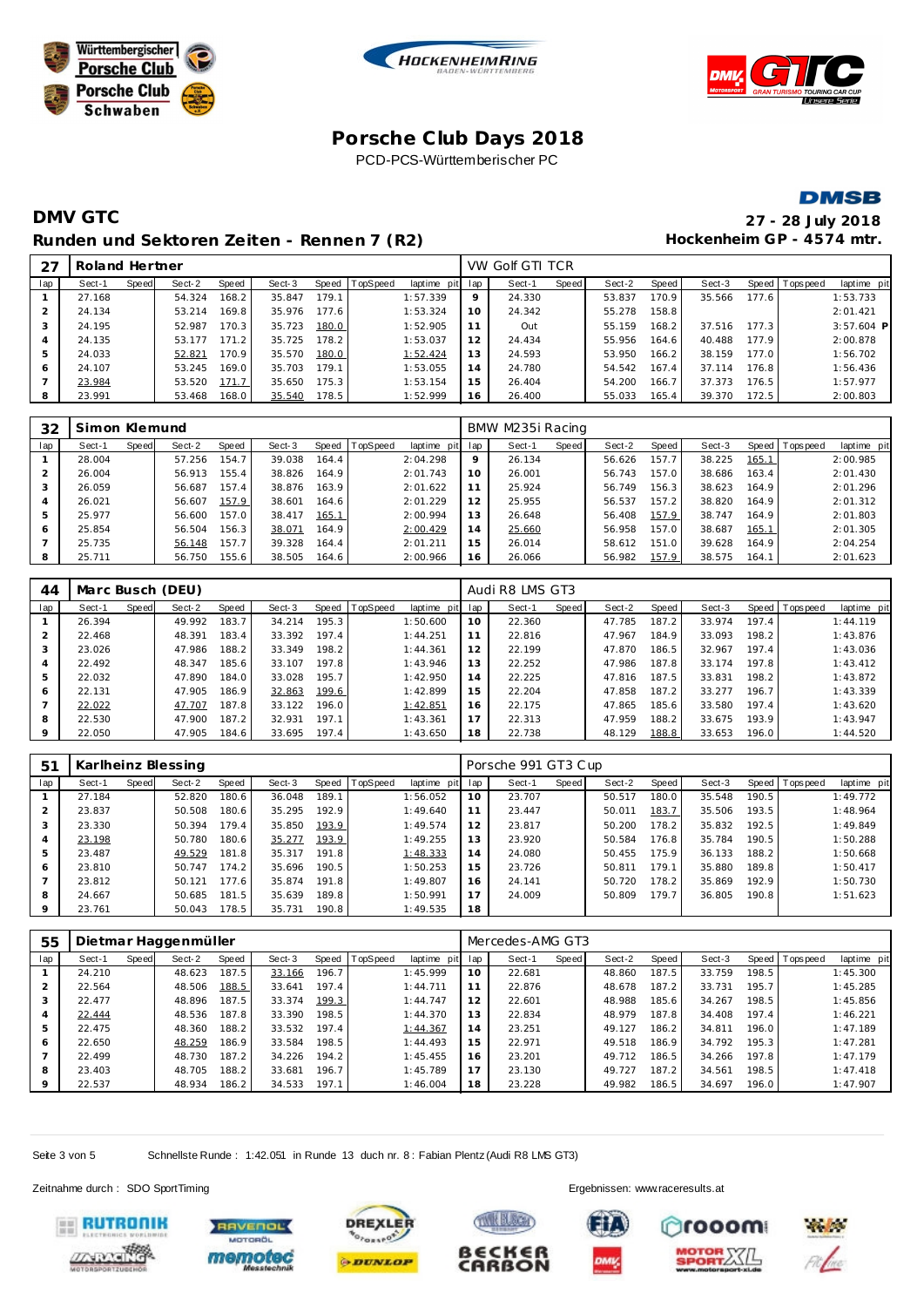# Porsche Club Days 2018

PCD-PCS-Württemberischer PC

## DMV GTC

### Runden und Sektoren Zeiten - Rennen 7 (R2)

27 - 28 July 2018

Hockenheim GP - 4574 mtr.

| 27 | Roland Hertner | | | | | | | | | VW Golf GTI TCR | | | | | | | | |
|---|---|---|---|---|---|---|---|---|---|---|---|---|---|---|---|---|---|---|
| lap | Sect-1 | Speed | Sect-2 | Speed | Sect-3 | Speed | TopSpeed | laptime | pit | lap | Sect-1 | Speed | Sect-2 | Speed | Sect-3 | Speed | Topspeed | laptime pit |
| 1 | 27.168 | | 54.324 | 168.2 | 35.847 | 179.1 | | 1:57.339 | | 9 | 24.330 | | 53.837 | 170.9 | 35.566 | 177.6 | | 1:53.733 |
| 2 | 24.134 | | 53.214 | 169.8 | 35.976 | 177.6 | | 1:53.324 | | 10 | 24.342 | | 55.278 | 158.8 | | | | 2:01.421 |
| 3 | 24.195 | | 52.987 | 170.3 | 35.723 | 180.0 | | 1:52.905 | | 11 | Out | | 55.159 | 168.2 | 37.516 | 177.3 | | 3:57.604 P |
| 4 | 24.135 | | 53.177 | 171.2 | 35.725 | 178.2 | | 1:53.037 | | 12 | 24.434 | | 55.956 | 164.6 | 40.488 | 177.9 | | 2:00.878 |
| 5 | 24.033 | | 52.821 | 170.9 | 35.570 | 180.0 | | 1:52.424 | | 13 | 24.593 | | 53.950 | 166.2 | 38.159 | 177.0 | | 1:56.702 |
| 6 | 24.107 | | 53.245 | 169.0 | 35.703 | 179.1 | | 1:53.055 | | 14 | 24.780 | | 54.542 | 167.4 | 37.114 | 176.8 | | 1:56.436 |
| 7 | 23.984 | | 53.520 | 171.7 | 35.650 | 175.3 | | 1:53.154 | | 15 | 26.404 | | 54.200 | 166.7 | 37.373 | 176.5 | | 1:57.977 |
| 8 | 23.991 | | 53.468 | 168.0 | 35.540 | 178.5 | | 1:52.999 | | 16 | 26.400 | | 55.033 | 165.4 | 39.370 | 172.5 | | 2:00.803 |

| 32 | Simon Klemund | | | | | | | | | BMW M235i Racing | | | | | | | | |
|---|---|---|---|---|---|---|---|---|---|---|---|---|---|---|---|---|---|---|
| lap | Sect-1 | Speed | Sect-2 | Speed | Sect-3 | Speed | TopSpeed | laptime | pit | lap | Sect-1 | Speed | Sect-2 | Speed | Sect-3 | Speed | Topspeed | laptime pit |
| 1 | 28.004 | | 57.256 | 154.7 | 39.038 | 164.4 | | 2:04.298 | | 9 | 26.134 | | 56.626 | 157.7 | 38.225 | 165.1 | | 2:00.985 |
| 2 | 26.004 | | 56.913 | 155.4 | 38.826 | 164.9 | | 2:01.743 | | 10 | 26.001 | | 56.743 | 157.0 | 38.686 | 163.4 | | 2:01.430 |
| 3 | 26.059 | | 56.687 | 157.4 | 38.876 | 163.9 | | 2:01.622 | | 11 | 25.924 | | 56.749 | 156.3 | 38.623 | 164.9 | | 2:01.296 |
| 4 | 26.021 | | 56.607 | 157.9 | 38.601 | 164.6 | | 2:01.229 | | 12 | 25.955 | | 56.537 | 157.2 | 38.820 | 164.9 | | 2:01.312 |
| 5 | 25.977 | | 56.600 | 157.0 | 38.417 | 165.1 | | 2:00.994 | | 13 | 26.648 | | 56.408 | 157.9 | 38.747 | 164.9 | | 2:01.803 |
| 6 | 25.854 | | 56.504 | 156.3 | 38.071 | 164.9 | | 2:00.429 | | 14 | 25.660 | | 56.958 | 157.0 | 38.687 | 165.1 | | 2:01.305 |
| 7 | 25.735 | | 56.148 | 157.7 | 39.328 | 164.4 | | 2:01.211 | | 15 | 26.014 | | 58.612 | 151.0 | 39.628 | 164.9 | | 2:04.254 |
| 8 | 25.711 | | 56.750 | 155.6 | 38.505 | 164.6 | | 2:00.966 | | 16 | 26.066 | | 56.982 | 157.9 | 38.575 | 164.1 | | 2:01.623 |

| 44 | Marc Busch (DEU) | | | | | | | | | Audi R8 LMS GT3 | | | | | | | | |
|---|---|---|---|---|---|---|---|---|---|---|---|---|---|---|---|---|---|---|
| lap | Sect-1 | Speed | Sect-2 | Speed | Sect-3 | Speed | TopSpeed | laptime | pit | lap | Sect-1 | Speed | Sect-2 | Speed | Sect-3 | Speed | Topspeed | laptime pit |
| 1 | 26.394 | | 49.992 | 183.7 | 34.214 | 195.3 | | 1:50.600 | | 10 | 22.360 | | 47.785 | 187.2 | 33.974 | 197.4 | | 1:44.119 |
| 2 | 22.468 | | 48.391 | 183.4 | 33.392 | 197.4 | | 1:44.251 | | 11 | 22.816 | | 47.967 | 184.9 | 33.093 | 198.2 | | 1:43.876 |
| 3 | 23.026 | | 47.986 | 188.2 | 33.349 | 198.2 | | 1:44.361 | | 12 | 22.199 | | 47.870 | 186.5 | 32.967 | 197.4 | | 1:43.036 |
| 4 | 22.492 | | 48.347 | 185.6 | 33.107 | 197.8 | | 1:43.946 | | 13 | 22.252 | | 47.986 | 187.8 | 33.174 | 197.8 | | 1:43.412 |
| 5 | 22.032 | | 47.890 | 184.0 | 33.028 | 195.7 | | 1:42.950 | | 14 | 22.225 | | 47.816 | 187.5 | 33.831 | 198.2 | | 1:43.872 |
| 6 | 22.131 | | 47.905 | 186.9 | 32.863 | 199.6 | | 1:42.899 | | 15 | 22.204 | | 47.858 | 187.2 | 33.277 | 196.7 | | 1:43.339 |
| 7 | 22.022 | | 47.707 | 187.8 | 33.122 | 196.0 | | 1:42.851 | | 16 | 22.175 | | 47.865 | 185.6 | 33.580 | 197.4 | | 1:43.620 |
| 8 | 22.530 | | 47.900 | 187.2 | 32.931 | 197.1 | | 1:43.361 | | 17 | 22.313 | | 47.959 | 188.2 | 33.675 | 193.9 | | 1:43.947 |
| 9 | 22.050 | | 47.905 | 184.6 | 33.695 | 197.4 | | 1:43.650 | | 18 | 22.738 | | 48.129 | 188.8 | 33.653 | 196.0 | | 1:44.520 |

| 51 | Karlheinz Blessing | | | | | | | | | Porsche 991 GT3 Cup | | | | | | | | |
|---|---|---|---|---|---|---|---|---|---|---|---|---|---|---|---|---|---|---|
| lap | Sect-1 | Speed | Sect-2 | Speed | Sect-3 | Speed | TopSpeed | laptime | pit | lap | Sect-1 | Speed | Sect-2 | Speed | Sect-3 | Speed | Topspeed | laptime pit |
| 1 | 27.184 | | 52.820 | 180.6 | 36.048 | 189.1 | | 1:56.052 | | 10 | 23.707 | | 50.517 | 180.0 | 35.548 | 190.5 | | 1:49.772 |
| 2 | 23.837 | | 50.508 | 180.6 | 35.295 | 192.9 | | 1:49.640 | | 11 | 23.447 | | 50.011 | 183.7 | 35.506 | 193.5 | | 1:48.964 |
| 3 | 23.330 | | 50.394 | 179.4 | 35.850 | 193.9 | | 1:49.574 | | 12 | 23.817 | | 50.200 | 178.2 | 35.832 | 192.5 | | 1:49.849 |
| 4 | 23.198 | | 50.780 | 180.6 | 35.277 | 193.9 | | 1:49.255 | | 13 | 23.920 | | 50.584 | 176.8 | 35.784 | 190.5 | | 1:50.288 |
| 5 | 23.487 | | 49.529 | 181.8 | 35.317 | 191.8 | | 1:48.333 | | 14 | 24.080 | | 50.455 | 175.9 | 36.133 | 188.2 | | 1:50.668 |
| 6 | 23.810 | | 50.747 | 174.2 | 35.696 | 190.5 | | 1:50.253 | | 15 | 23.726 | | 50.811 | 179.1 | 35.880 | 189.8 | | 1:50.417 |
| 7 | 23.812 | | 50.121 | 177.6 | 35.874 | 191.8 | | 1:49.807 | | 16 | 24.141 | | 50.720 | 178.2 | 35.869 | 192.9 | | 1:50.730 |
| 8 | 24.667 | | 50.685 | 181.5 | 35.639 | 189.8 | | 1:50.991 | | 17 | 24.009 | | 50.809 | 179.7 | 36.805 | 190.8 | | 1:51.623 |
| 9 | 23.761 | | 50.043 | 178.5 | 35.731 | 190.8 | | 1:49.535 | | 18 | | | | | | | | |

| 55 | Dietmar Haggenmüller | | | | | | | | | Mercedes-AMG GT3 | | | | | | | | |
|---|---|---|---|---|---|---|---|---|---|---|---|---|---|---|---|---|---|---|
| lap | Sect-1 | Speed | Sect-2 | Speed | Sect-3 | Speed | TopSpeed | laptime | pit | lap | Sect-1 | Speed | Sect-2 | Speed | Sect-3 | Speed | Topspeed | laptime pit |
| 1 | 24.210 | | 48.623 | 187.5 | 33.166 | 196.7 | | 1:45.999 | | 10 | 22.681 | | 48.860 | 187.5 | 33.759 | 198.5 | | 1:45.300 |
| 2 | 22.564 | | 48.506 | 188.5 | 33.641 | 197.4 | | 1:44.711 | | 11 | 22.876 | | 48.678 | 187.2 | 33.731 | 195.7 | | 1:45.285 |
| 3 | 22.477 | | 48.896 | 187.5 | 33.374 | 199.3 | | 1:44.747 | | 12 | 22.601 | | 48.988 | 185.6 | 34.267 | 198.5 | | 1:45.856 |
| 4 | 22.444 | | 48.536 | 187.8 | 33.390 | 198.5 | | 1:44.370 | | 13 | 22.834 | | 48.979 | 187.8 | 34.408 | 197.4 | | 1:46.221 |
| 5 | 22.475 | | 48.360 | 188.2 | 33.532 | 197.4 | | 1:44.367 | | 14 | 23.251 | | 49.127 | 186.2 | 34.811 | 196.0 | | 1:47.189 |
| 6 | 22.650 | | 48.259 | 186.9 | 33.584 | 198.5 | | 1:44.493 | | 15 | 22.971 | | 49.518 | 186.9 | 34.792 | 195.3 | | 1:47.281 |
| 7 | 22.499 | | 48.730 | 187.2 | 34.226 | 194.2 | | 1:45.455 | | 16 | 23.201 | | 49.712 | 186.5 | 34.266 | 197.8 | | 1:47.179 |
| 8 | 23.403 | | 48.705 | 188.2 | 33.681 | 196.7 | | 1:45.789 | | 17 | 23.130 | | 49.727 | 187.2 | 34.561 | 198.5 | | 1:47.418 |
| 9 | 22.537 | | 48.934 | 186.2 | 34.533 | 197.1 | | 1:46.004 | | 18 | 23.228 | | 49.982 | 186.5 | 34.697 | 196.0 | | 1:47.907 |

Schnellste Runde : 1:42.051 in Runde 13 duch nr. 8 : Fabian Plentz (Audi R8 LMS GT3)

Zeitnahme durch : SDO SportTiming

Ergebnissen: www.raceresults.at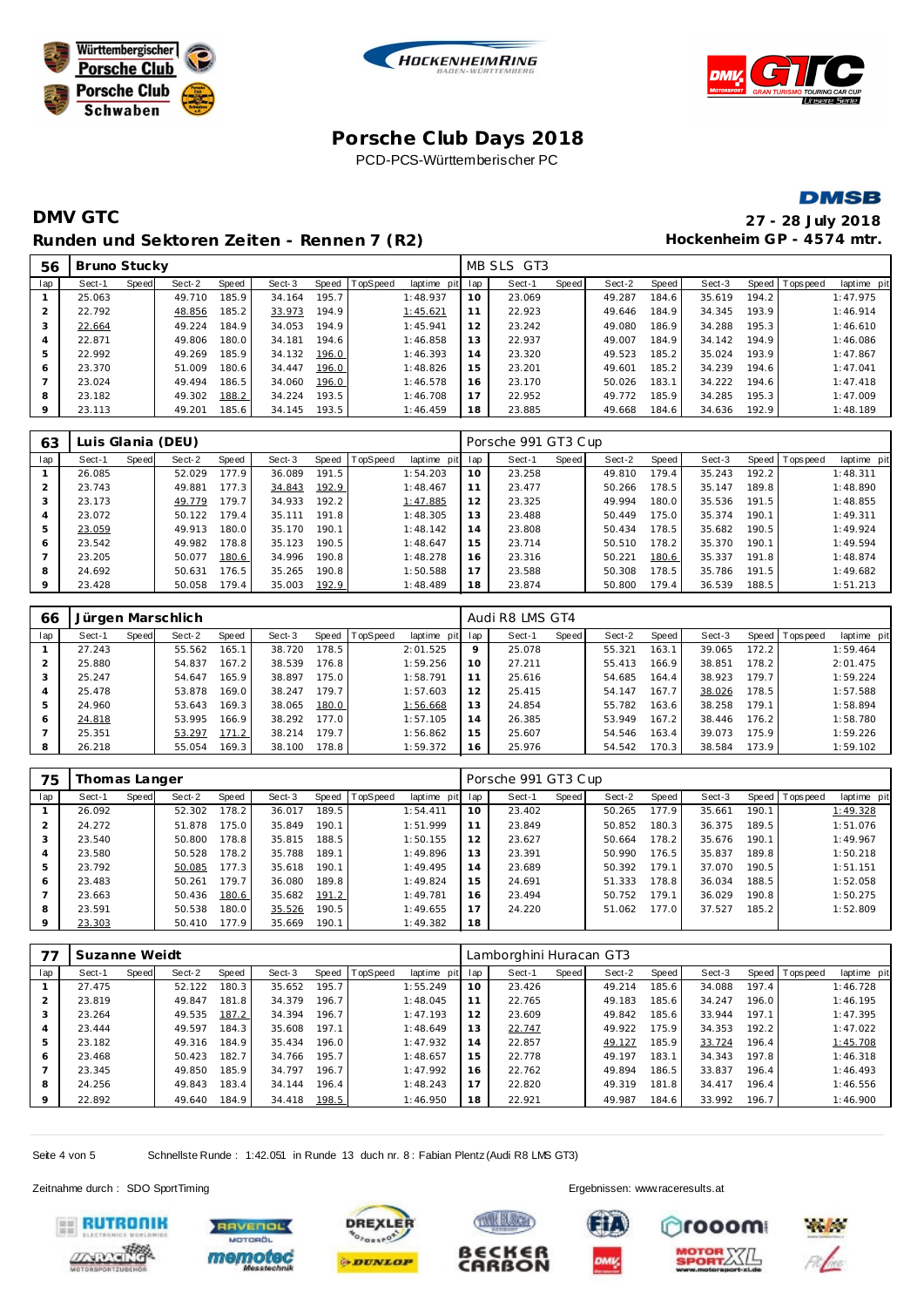# Porsche Club Days 2018

PCD-PCS-Württemberischer PC

## DMV GTC

**27 - 28 July 2018**

### Runden und Sektoren Zeiten - Rennen 7 (R2)

**Hockenheim GP - 4574 mtr.**

| 56 | Bruno Stucky | | | | | | | | MB SLS GT3 | | | | | | | | |
|---|---|---|---|---|---|---|---|---|---|---|---|---|---|---|---|---|---|
| lap | Sect-1 | Speed | Sect-2 | Speed | Sect-3 | Speed | TopSpeed | laptime pit | lap | Sect-1 | Speed | Sect-2 | Speed | Sect-3 | Speed | Topspeed | laptime pit |
| 1 | 25.063 | | 49.710 | 185.9 | 34.164 | 195.7 | | 1:48.937 | 10 | 23.069 | | 49.287 | 184.6 | 35.619 | 194.2 | | 1:47.975 |
| 2 | 22.792 | | 48.856 | 185.2 | 33.973 | 194.9 | | 1:45.621 | 11 | 22.923 | | 49.646 | 184.9 | 34.345 | 193.9 | | 1:46.914 |
| 3 | 22.664 | | 49.224 | 184.9 | 34.053 | 194.9 | | 1:45.941 | 12 | 23.242 | | 49.080 | 186.9 | 34.288 | 195.3 | | 1:46.610 |
| 4 | 22.871 | | 49.806 | 180.0 | 34.181 | 194.6 | | 1:46.858 | 13 | 22.937 | | 49.007 | 184.9 | 34.142 | 194.9 | | 1:46.086 |
| 5 | 22.992 | | 49.269 | 185.9 | 34.132 | 196.0 | | 1:46.393 | 14 | 23.320 | | 49.523 | 185.2 | 35.024 | 193.9 | | 1:47.867 |
| 6 | 23.370 | | 51.009 | 180.6 | 34.447 | 196.0 | | 1:48.826 | 15 | 23.201 | | 49.601 | 185.2 | 34.239 | 194.6 | | 1:47.041 |
| 7 | 23.024 | | 49.494 | 186.5 | 34.060 | 196.0 | | 1:46.578 | 16 | 23.170 | | 50.026 | 183.1 | 34.222 | 194.6 | | 1:47.418 |
| 8 | 23.182 | | 49.302 | 188.2 | 34.224 | 193.5 | | 1:46.708 | 17 | 22.952 | | 49.772 | 185.9 | 34.285 | 195.3 | | 1:47.009 |
| 9 | 23.113 | | 49.201 | 185.6 | 34.145 | 193.5 | | 1:46.459 | 18 | 23.885 | | 49.668 | 184.6 | 34.636 | 192.9 | | 1:48.189 |

| 63 | Luis Glania (DEU) | | | | | | | | Porsche 991 GT3 Cup | | | | | | | | |
|---|---|---|---|---|---|---|---|---|---|---|---|---|---|---|---|---|---|
| lap | Sect-1 | Speed | Sect-2 | Speed | Sect-3 | Speed | TopSpeed | laptime pit | lap | Sect-1 | Speed | Sect-2 | Speed | Sect-3 | Speed | Topspeed | laptime pit |
| 1 | 26.085 | | 52.029 | 177.9 | 36.089 | 191.5 | | 1:54.203 | 10 | 23.258 | | 49.810 | 179.4 | 35.243 | 192.2 | | 1:48.311 |
| 2 | 23.743 | | 49.881 | 177.3 | 34.843 | 192.9 | | 1:48.467 | 11 | 23.477 | | 50.266 | 178.5 | 35.147 | 189.8 | | 1:48.890 |
| 3 | 23.173 | | 49.779 | 179.7 | 34.933 | 192.2 | | 1:47.885 | 12 | 23.325 | | 49.994 | 180.0 | 35.536 | 191.5 | | 1:48.855 |
| 4 | 23.072 | | 50.122 | 179.4 | 35.111 | 191.8 | | 1:48.305 | 13 | 23.488 | | 50.449 | 175.0 | 35.374 | 190.1 | | 1:49.311 |
| 5 | 23.059 | | 49.913 | 180.0 | 35.170 | 190.1 | | 1:48.142 | 14 | 23.808 | | 50.434 | 178.5 | 35.682 | 190.5 | | 1:49.924 |
| 6 | 23.542 | | 49.982 | 178.8 | 35.123 | 190.5 | | 1:48.647 | 15 | 23.714 | | 50.510 | 178.2 | 35.370 | 190.1 | | 1:49.594 |
| 7 | 23.205 | | 50.077 | 180.6 | 34.996 | 190.8 | | 1:48.278 | 16 | 23.316 | | 50.221 | 180.6 | 35.337 | 191.8 | | 1:48.874 |
| 8 | 24.692 | | 50.631 | 176.5 | 35.265 | 190.8 | | 1:50.588 | 17 | 23.588 | | 50.308 | 178.5 | 35.786 | 191.5 | | 1:49.682 |
| 9 | 23.428 | | 50.058 | 179.4 | 35.003 | 192.9 | | 1:48.489 | 18 | 23.874 | | 50.800 | 179.4 | 36.539 | 188.5 | | 1:51.213 |

| 66 | Jürgen Marschlich | | | | | | | | Audi R8 LMS GT4 | | | | | | | | |
|---|---|---|---|---|---|---|---|---|---|---|---|---|---|---|---|---|---|
| lap | Sect-1 | Speed | Sect-2 | Speed | Sect-3 | Speed | TopSpeed | laptime pit | lap | Sect-1 | Speed | Sect-2 | Speed | Sect-3 | Speed | Topspeed | laptime pit |
| 1 | 27.243 | | 55.562 | 165.1 | 38.720 | 178.5 | | 2:01.525 | 9 | 25.078 | | 55.321 | 163.1 | 39.065 | 172.2 | | 1:59.464 |
| 2 | 25.880 | | 54.837 | 167.2 | 38.539 | 176.8 | | 1:59.256 | 10 | 27.211 | | 55.413 | 166.9 | 38.851 | 178.2 | | 2:01.475 |
| 3 | 25.247 | | 54.647 | 165.9 | 38.897 | 175.0 | | 1:58.791 | 11 | 25.616 | | 54.685 | 164.4 | 38.923 | 179.7 | | 1:59.224 |
| 4 | 25.478 | | 53.878 | 169.0 | 38.247 | 179.7 | | 1:57.603 | 12 | 25.415 | | 54.147 | 167.7 | 38.026 | 178.5 | | 1:57.588 |
| 5 | 24.960 | | 53.643 | 169.3 | 38.065 | 180.0 | | 1:56.668 | 13 | 24.854 | | 55.782 | 163.6 | 38.258 | 179.1 | | 1:58.894 |
| 6 | 24.818 | | 53.995 | 166.9 | 38.292 | 177.0 | | 1:57.105 | 14 | 26.385 | | 53.949 | 167.2 | 38.446 | 176.2 | | 1:58.780 |
| 7 | 25.351 | | 53.297 | 171.2 | 38.214 | 179.7 | | 1:56.862 | 15 | 25.607 | | 54.546 | 163.4 | 39.073 | 175.9 | | 1:59.226 |
| 8 | 26.218 | | 55.054 | 169.3 | 38.100 | 178.8 | | 1:59.372 | 16 | 25.976 | | 54.542 | 170.3 | 38.584 | 173.9 | | 1:59.102 |

| 75 | Thomas Langer | | | | | | | | Porsche 991 GT3 Cup | | | | | | | | |
|---|---|---|---|---|---|---|---|---|---|---|---|---|---|---|---|---|---|
| lap | Sect-1 | Speed | Sect-2 | Speed | Sect-3 | Speed | TopSpeed | laptime pit | lap | Sect-1 | Speed | Sect-2 | Speed | Sect-3 | Speed | Topspeed | laptime pit |
| 1 | 26.092 | | 52.302 | 178.2 | 36.017 | 189.5 | | 1:54.411 | 10 | 23.402 | | 50.265 | 177.9 | 35.661 | 190.1 | | 1:49.328 |
| 2 | 24.272 | | 51.878 | 175.0 | 35.849 | 190.1 | | 1:51.999 | 11 | 23.849 | | 50.852 | 180.3 | 36.375 | 189.5 | | 1:51.076 |
| 3 | 23.540 | | 50.800 | 178.8 | 35.815 | 188.5 | | 1:50.155 | 12 | 23.627 | | 50.664 | 178.2 | 35.676 | 190.1 | | 1:49.967 |
| 4 | 23.580 | | 50.528 | 178.2 | 35.788 | 189.1 | | 1:49.896 | 13 | 23.391 | | 50.990 | 176.5 | 35.837 | 189.8 | | 1:50.218 |
| 5 | 23.792 | | 50.085 | 177.3 | 35.618 | 190.1 | | 1:49.495 | 14 | 23.689 | | 50.392 | 179.1 | 37.070 | 190.5 | | 1:51.151 |
| 6 | 23.483 | | 50.261 | 179.7 | 36.080 | 189.8 | | 1:49.824 | 15 | 24.691 | | 51.333 | 178.8 | 36.034 | 188.5 | | 1:52.058 |
| 7 | 23.663 | | 50.436 | 180.6 | 35.682 | 191.2 | | 1:49.781 | 16 | 23.494 | | 50.752 | 179.1 | 36.029 | 190.8 | | 1:50.275 |
| 8 | 23.591 | | 50.538 | 180.0 | 35.526 | 190.5 | | 1:49.655 | 17 | 24.220 | | 51.062 | 177.0 | 37.527 | 185.2 | | 1:52.809 |
| 9 | 23.303 | | 50.410 | 177.9 | 35.669 | 190.1 | | 1:49.382 | 18 | | | | | | | | |

| 77 | Suzanne Weidt | | | | | | | | Lamborghini Huracan GT3 | | | | | | | | |
|---|---|---|---|---|---|---|---|---|---|---|---|---|---|---|---|---|---|
| lap | Sect-1 | Speed | Sect-2 | Speed | Sect-3 | Speed | TopSpeed | laptime pit | lap | Sect-1 | Speed | Sect-2 | Speed | Sect-3 | Speed | Topspeed | laptime pit |
| 1 | 27.475 | | 52.122 | 180.3 | 35.652 | 195.7 | | 1:55.249 | 10 | 23.426 | | 49.214 | 185.6 | 34.088 | 197.4 | | 1:46.728 |
| 2 | 23.819 | | 49.847 | 181.8 | 34.379 | 196.7 | | 1:48.045 | 11 | 22.765 | | 49.183 | 185.6 | 34.247 | 196.0 | | 1:46.195 |
| 3 | 23.264 | | 49.535 | 187.2 | 34.394 | 196.7 | | 1:47.193 | 12 | 23.609 | | 49.842 | 185.6 | 33.944 | 197.1 | | 1:47.395 |
| 4 | 23.444 | | 49.597 | 184.3 | 35.608 | 197.1 | | 1:48.649 | 13 | 22.747 | | 49.922 | 175.9 | 34.353 | 192.2 | | 1:47.022 |
| 5 | 23.182 | | 49.316 | 184.9 | 35.434 | 196.0 | | 1:47.932 | 14 | 22.857 | | 49.127 | 185.9 | 33.724 | 196.4 | | 1:45.708 |
| 6 | 23.468 | | 50.423 | 182.7 | 34.766 | 195.7 | | 1:48.657 | 15 | 22.778 | | 49.197 | 183.1 | 34.343 | 197.8 | | 1:46.318 |
| 7 | 23.345 | | 49.850 | 185.9 | 34.797 | 196.7 | | 1:47.992 | 16 | 22.762 | | 49.894 | 186.5 | 33.837 | 196.4 | | 1:46.493 |
| 8 | 24.256 | | 49.843 | 183.4 | 34.144 | 196.4 | | 1:48.243 | 17 | 22.820 | | 49.319 | 181.8 | 34.417 | 196.4 | | 1:46.556 |
| 9 | 22.892 | | 49.640 | 184.9 | 34.418 | 198.5 | | 1:46.950 | 18 | 22.921 | | 49.987 | 184.6 | 33.992 | 196.7 | | 1:46.900 |

Schnellste Runde : 1:42.051 in Runde 13 duch nr. 8 : Fabian Plentz (Audi R8 LMS GT3)

Zeitnahme durch : SDO SportTiming

Ergebnissen: www.raceresults.at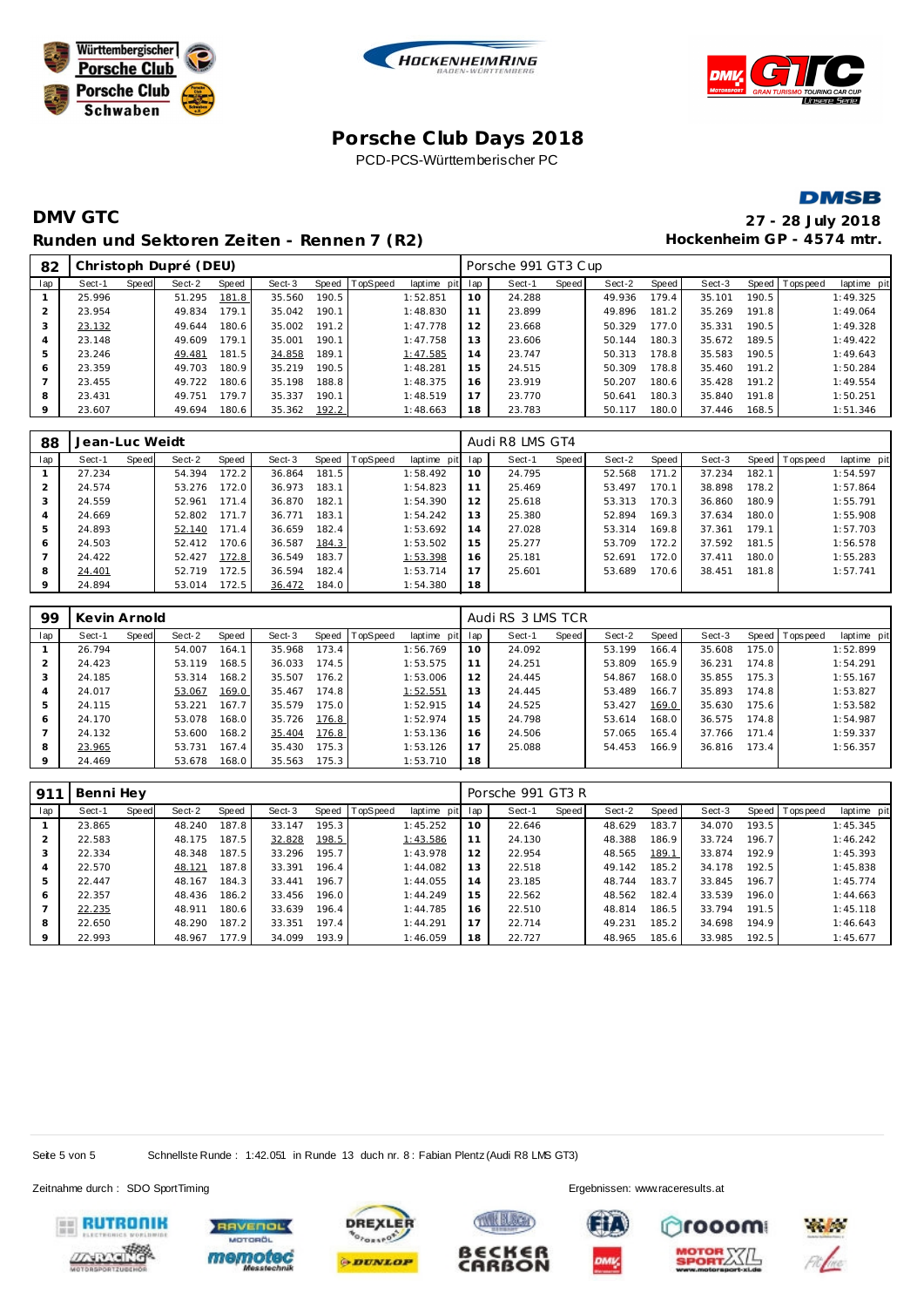# Porsche Club Days 2018

PCD-PCS-Württemberischer PC

## DMV GTC

**27 - 28 July 2018**

### Runden und Sektoren Zeiten - Rennen 7 (R2)

**Hockenheim GP - 4574 mtr.**

| 82 | Christoph Dupré (DEU) | | | | | | | | Porsche 991 GT3 Cup | | | | | | | | |
|---|---|---|---|---|---|---|---|---|---|---|---|---|---|---|---|---|---|
| lap | Sect-1 | Speed | Sect-2 | Speed | Sect-3 | Speed | TopSpeed | laptime pit | lap | Sect-1 | Speed | Sect-2 | Speed | Sect-3 | Speed | Topspeed | laptime pit |
| 1 | 25.996 | | 51.295 | 181.8 | 35.560 | 190.5 | | 1:52.851 | 10 | 24.288 | | 49.936 | 179.4 | 35.101 | 190.5 | | 1:49.325 |
| 2 | 23.954 | | 49.834 | 179.1 | 35.042 | 190.1 | | 1:48.830 | 11 | 23.899 | | 49.896 | 181.2 | 35.269 | 191.8 | | 1:49.064 |
| 3 | 23.132 | | 49.644 | 180.6 | 35.002 | 191.2 | | 1:47.778 | 12 | 23.668 | | 50.329 | 177.0 | 35.331 | 190.5 | | 1:49.328 |
| 4 | 23.148 | | 49.609 | 179.1 | 35.001 | 190.1 | | 1:47.758 | 13 | 23.606 | | 50.144 | 180.3 | 35.672 | 189.5 | | 1:49.422 |
| 5 | 23.246 | | 49.481 | 181.5 | 34.858 | 189.1 | | 1:47.585 | 14 | 23.747 | | 50.313 | 178.8 | 35.583 | 190.5 | | 1:49.643 |
| 6 | 23.359 | | 49.703 | 180.9 | 35.219 | 190.5 | | 1:48.281 | 15 | 24.515 | | 50.309 | 178.8 | 35.460 | 191.2 | | 1:50.284 |
| 7 | 23.455 | | 49.722 | 180.6 | 35.198 | 188.8 | | 1:48.375 | 16 | 23.919 | | 50.207 | 180.6 | 35.428 | 191.2 | | 1:49.554 |
| 8 | 23.431 | | 49.751 | 179.7 | 35.337 | 190.1 | | 1:48.519 | 17 | 23.770 | | 50.641 | 180.3 | 35.840 | 191.8 | | 1:50.251 |
| 9 | 23.607 | | 49.694 | 180.6 | 35.362 | 192.2 | | 1:48.663 | 18 | 23.783 | | 50.117 | 180.0 | 37.446 | 168.5 | | 1:51.346 |

| 88 | Jean-Luc Weidt | | | | | | | | Audi R8 LMS GT4 | | | | | | | | |
|---|---|---|---|---|---|---|---|---|---|---|---|---|---|---|---|---|---|
| lap | Sect-1 | Speed | Sect-2 | Speed | Sect-3 | Speed | TopSpeed | laptime pit | lap | Sect-1 | Speed | Sect-2 | Speed | Sect-3 | Speed | Topspeed | laptime pit |
| 1 | 27.234 | | 54.394 | 172.2 | 36.864 | 181.5 | | 1:58.492 | 10 | 24.795 | | 52.568 | 171.2 | 37.234 | 182.1 | | 1:54.597 |
| 2 | 24.574 | | 53.276 | 172.0 | 36.973 | 183.1 | | 1:54.823 | 11 | 25.469 | | 53.497 | 170.1 | 38.898 | 178.2 | | 1:57.864 |
| 3 | 24.559 | | 52.961 | 171.4 | 36.870 | 182.1 | | 1:54.390 | 12 | 25.618 | | 53.313 | 170.3 | 36.860 | 180.9 | | 1:55.791 |
| 4 | 24.669 | | 52.802 | 171.7 | 36.771 | 183.1 | | 1:54.242 | 13 | 25.380 | | 52.894 | 169.3 | 37.634 | 180.0 | | 1:55.908 |
| 5 | 24.893 | | 52.140 | 171.4 | 36.659 | 182.4 | | 1:53.692 | 14 | 27.028 | | 53.314 | 169.8 | 37.361 | 179.1 | | 1:57.703 |
| 6 | 24.503 | | 52.412 | 170.6 | 36.587 | 184.3 | | 1:53.502 | 15 | 25.277 | | 53.709 | 172.2 | 37.592 | 181.5 | | 1:56.578 |
| 7 | 24.422 | | 52.427 | 172.8 | 36.549 | 183.7 | | 1:53.398 | 16 | 25.181 | | 52.691 | 172.0 | 37.411 | 180.0 | | 1:55.283 |
| 8 | 24.401 | | 52.719 | 172.5 | 36.594 | 182.4 | | 1:53.714 | 17 | 25.601 | | 53.689 | 170.6 | 38.451 | 181.8 | | 1:57.741 |
| 9 | 24.894 | | 53.014 | 172.5 | 36.472 | 184.0 | | 1:54.380 | 18 | | | | | | | | |

| 99 | Kevin Arnold | | | | | | | | Audi RS 3 LMS TCR | | | | | | | | |
|---|---|---|---|---|---|---|---|---|---|---|---|---|---|---|---|---|---|
| lap | Sect-1 | Speed | Sect-2 | Speed | Sect-3 | Speed | TopSpeed | laptime pit | lap | Sect-1 | Speed | Sect-2 | Speed | Sect-3 | Speed | Topspeed | laptime pit |
| 1 | 26.794 | | 54.007 | 164.1 | 35.968 | 173.4 | | 1:56.769 | 10 | 24.092 | | 53.199 | 166.4 | 35.608 | 175.0 | | 1:52.899 |
| 2 | 24.423 | | 53.119 | 168.5 | 36.033 | 174.5 | | 1:53.575 | 11 | 24.251 | | 53.809 | 165.9 | 36.231 | 174.8 | | 1:54.291 |
| 3 | 24.185 | | 53.314 | 168.2 | 35.507 | 176.2 | | 1:53.006 | 12 | 24.445 | | 54.867 | 168.0 | 35.855 | 175.3 | | 1:55.167 |
| 4 | 24.017 | | 53.067 | 169.0 | 35.467 | 174.8 | | 1:52.551 | 13 | 24.445 | | 53.489 | 166.7 | 35.893 | 174.8 | | 1:53.827 |
| 5 | 24.115 | | 53.221 | 167.7 | 35.579 | 175.0 | | 1:52.915 | 14 | 24.525 | | 53.427 | 169.0 | 35.630 | 175.6 | | 1:53.582 |
| 6 | 24.170 | | 53.078 | 168.0 | 35.726 | 176.8 | | 1:52.974 | 15 | 24.798 | | 53.614 | 168.0 | 36.575 | 174.8 | | 1:54.987 |
| 7 | 24.132 | | 53.600 | 168.2 | 35.404 | 176.8 | | 1:53.136 | 16 | 24.506 | | 57.065 | 165.4 | 37.766 | 171.4 | | 1:59.337 |
| 8 | 23.965 | | 53.731 | 167.4 | 35.430 | 175.3 | | 1:53.126 | 17 | 25.088 | | 54.453 | 166.9 | 36.816 | 173.4 | | 1:56.357 |
| 9 | 24.469 | | 53.678 | 168.0 | 35.563 | 175.3 | | 1:53.710 | 18 | | | | | | | | |

| 911 | Benni Hey | | | | | | | | Porsche 991 GT3 R | | | | | | | | |
|---|---|---|---|---|---|---|---|---|---|---|---|---|---|---|---|---|---|
| lap | Sect-1 | Speed | Sect-2 | Speed | Sect-3 | Speed | TopSpeed | laptime pit | lap | Sect-1 | Speed | Sect-2 | Speed | Sect-3 | Speed | Topspeed | laptime pit |
| 1 | 23.865 | | 48.240 | 187.8 | 33.147 | 195.3 | | 1:45.252 | 10 | 22.646 | | 48.629 | 183.7 | 34.070 | 193.5 | | 1:45.345 |
| 2 | 22.583 | | 48.175 | 187.5 | 32.828 | 198.5 | | 1:43.586 | 11 | 24.130 | | 48.388 | 186.9 | 33.724 | 196.7 | | 1:46.242 |
| 3 | 22.334 | | 48.348 | 187.5 | 33.296 | 195.7 | | 1:43.978 | 12 | 22.954 | | 48.565 | 189.1 | 33.874 | 192.9 | | 1:45.393 |
| 4 | 22.570 | | 48.121 | 187.8 | 33.391 | 196.4 | | 1:44.082 | 13 | 22.518 | | 49.142 | 185.2 | 34.178 | 192.5 | | 1:45.838 |
| 5 | 22.447 | | 48.167 | 184.3 | 33.441 | 196.7 | | 1:44.055 | 14 | 23.185 | | 48.744 | 183.7 | 33.845 | 196.7 | | 1:45.774 |
| 6 | 22.357 | | 48.436 | 186.2 | 33.456 | 196.0 | | 1:44.249 | 15 | 22.562 | | 48.562 | 182.4 | 33.539 | 196.0 | | 1:44.663 |
| 7 | 22.235 | | 48.911 | 180.6 | 33.639 | 196.4 | | 1:44.785 | 16 | 22.510 | | 48.814 | 186.5 | 33.794 | 191.5 | | 1:45.118 |
| 8 | 22.650 | | 48.290 | 187.2 | 33.351 | 197.4 | | 1:44.291 | 17 | 22.714 | | 49.231 | 185.2 | 34.698 | 194.9 | | 1:46.643 |
| 9 | 22.993 | | 48.967 | 177.9 | 34.099 | 193.9 | | 1:46.059 | 18 | 22.727 | | 48.965 | 185.6 | 33.985 | 192.5 | | 1:45.677 |

Schnellste Runde : 1:42.051 in Runde 13 duch nr. 8 : Fabian Plentz (Audi R8 LMS GT3)

Zeitnahme durch : SDO SportTiming

Ergebnissen: www.raceresults.at